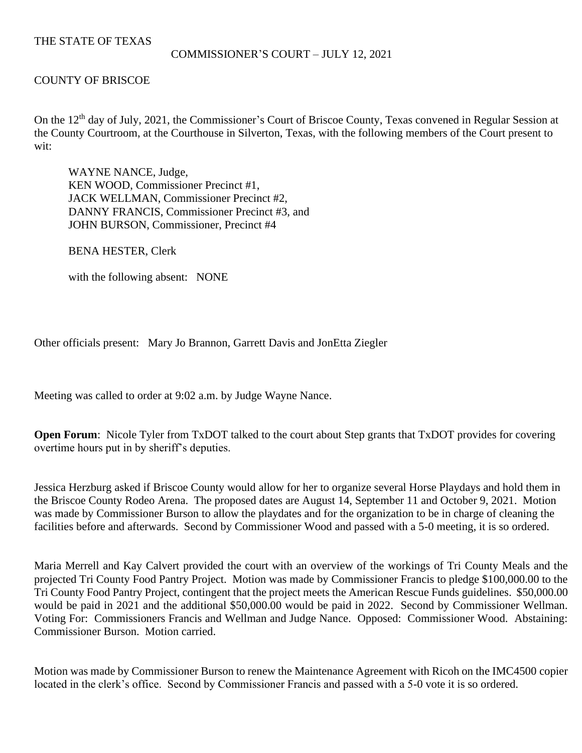THE STATE OF TEXAS

COMMISSIONER'S COURT – JULY 12, 2021

COUNTY OF BRISCOE

On the 12th day of July, 2021, the Commissioner's Court of Briscoe County, Texas convened in Regular Session at the County Courtroom, at the Courthouse in Silverton, Texas, with the following members of the Court present to wit:

WAYNE NANCE, Judge,
KEN WOOD, Commissioner Precinct #1,
JACK WELLMAN, Commissioner Precinct #2,
DANNY FRANCIS, Commissioner Precinct #3, and
JOHN BURSON, Commissioner, Precinct #4

BENA HESTER, Clerk

with the following absent: NONE

Other officials present: Mary Jo Brannon, Garrett Davis and JonEtta Ziegler

Meeting was called to order at 9:02 a.m. by Judge Wayne Nance.

**Open Forum**: Nicole Tyler from TxDOT talked to the court about Step grants that TxDOT provides for covering overtime hours put in by sheriff's deputies.

Jessica Herzburg asked if Briscoe County would allow for her to organize several Horse Playdays and hold them in the Briscoe County Rodeo Arena. The proposed dates are August 14, September 11 and October 9, 2021. Motion was made by Commissioner Burson to allow the playdates and for the organization to be in charge of cleaning the facilities before and afterwards. Second by Commissioner Wood and passed with a 5-0 meeting, it is so ordered.

Maria Merrell and Kay Calvert provided the court with an overview of the workings of Tri County Meals and the projected Tri County Food Pantry Project. Motion was made by Commissioner Francis to pledge $100,000.00 to the Tri County Food Pantry Project, contingent that the project meets the American Rescue Funds guidelines. $50,000.00 would be paid in 2021 and the additional $50,000.00 would be paid in 2022. Second by Commissioner Wellman. Voting For: Commissioners Francis and Wellman and Judge Nance. Opposed: Commissioner Wood. Abstaining: Commissioner Burson. Motion carried.

Motion was made by Commissioner Burson to renew the Maintenance Agreement with Ricoh on the IMC4500 copier located in the clerk's office. Second by Commissioner Francis and passed with a 5-0 vote it is so ordered.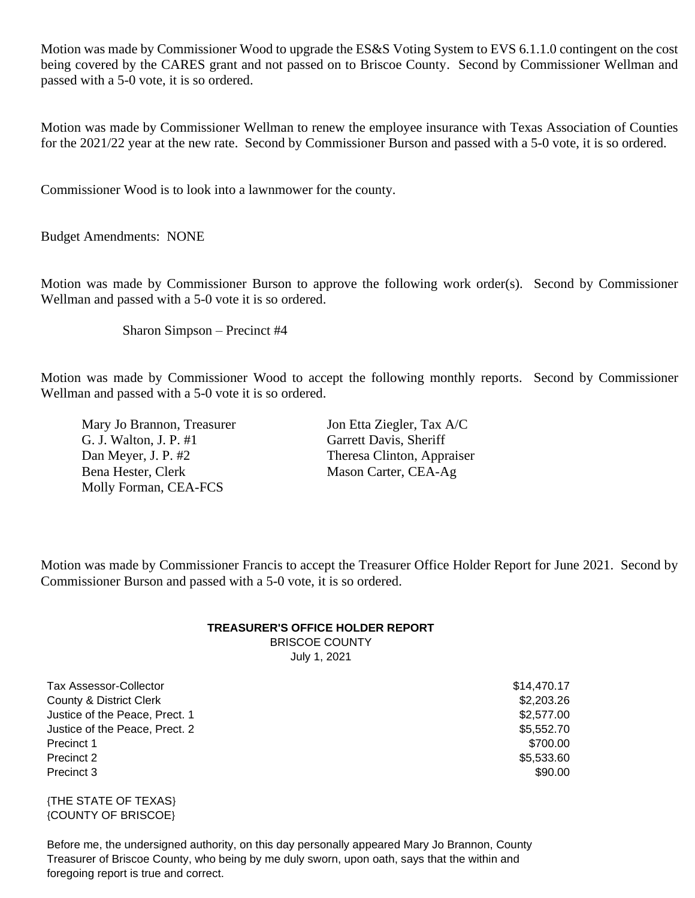Motion was made by Commissioner Wood to upgrade the ES&S Voting System to EVS 6.1.1.0 contingent on the cost being covered by the CARES grant and not passed on to Briscoe County. Second by Commissioner Wellman and passed with a 5-0 vote, it is so ordered.

Motion was made by Commissioner Wellman to renew the employee insurance with Texas Association of Counties for the 2021/22 year at the new rate. Second by Commissioner Burson and passed with a 5-0 vote, it is so ordered.

Commissioner Wood is to look into a lawnmower for the county.

Budget Amendments: NONE

Motion was made by Commissioner Burson to approve the following work order(s). Second by Commissioner Wellman and passed with a 5-0 vote it is so ordered.

Sharon Simpson – Precinct #4

Motion was made by Commissioner Wood to accept the following monthly reports. Second by Commissioner Wellman and passed with a 5-0 vote it is so ordered.

Mary Jo Brannon, Treasurer
G. J. Walton, J. P. #1
Dan Meyer, J. P. #2
Bena Hester, Clerk
Molly Forman, CEA-FCS
Jon Etta Ziegler, Tax A/C
Garrett Davis, Sheriff
Theresa Clinton, Appraiser
Mason Carter, CEA-Ag

Motion was made by Commissioner Francis to accept the Treasurer Office Holder Report for June 2021. Second by Commissioner Burson and passed with a 5-0 vote, it is so ordered.

**TREASURER'S OFFICE HOLDER REPORT**
BRISCOE COUNTY
July 1, 2021

| | |
|---|---|
| Tax Assessor-Collector | $14,470.17 |
| County & District Clerk | $2,203.26 |
| Justice of the Peace, Prect. 1 | $2,577.00 |
| Justice of the Peace, Prect. 2 | $5,552.70 |
| Precinct 1 | $700.00 |
| Precinct 2 | $5,533.60 |
| Precinct 3 | $90.00 |

{THE STATE OF TEXAS}
{COUNTY OF BRISCOE}

Before me, the undersigned authority, on this day personally appeared Mary Jo Brannon, County Treasurer of Briscoe County, who being by me duly sworn, upon oath, says that the within and foregoing report is true and correct.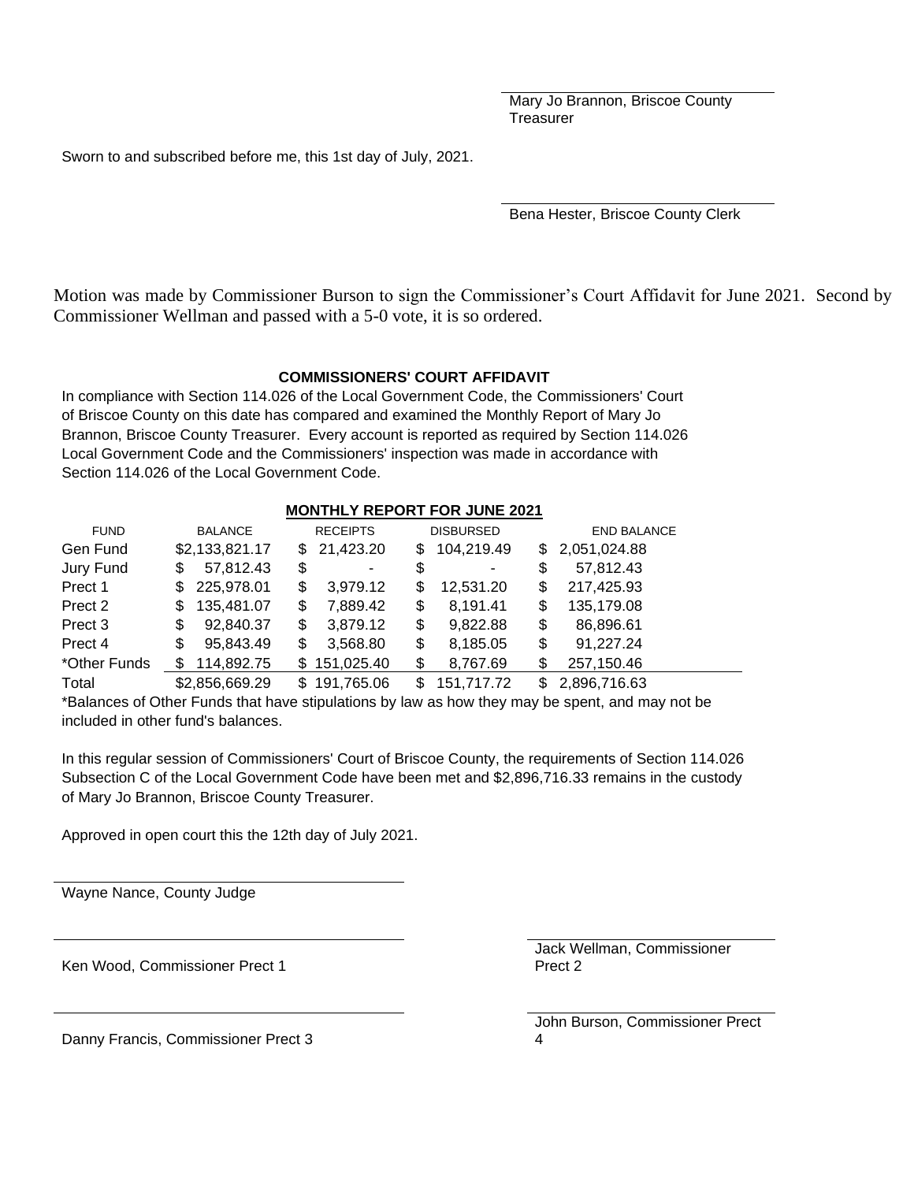Mary Jo Brannon, Briscoe County Treasurer

Sworn to and subscribed before me, this 1st day of July, 2021.

Bena Hester, Briscoe County Clerk

Motion was made by Commissioner Burson to sign the Commissioner's Court Affidavit for June 2021. Second by Commissioner Wellman and passed with a 5-0 vote, it is so ordered.

**COMMISSIONERS' COURT AFFIDAVIT**

In compliance with Section 114.026 of the Local Government Code, the Commissioners' Court of Briscoe County on this date has compared and examined the Monthly Report of Mary Jo Brannon, Briscoe County Treasurer. Every account is reported as required by Section 114.026 Local Government Code and the Commissioners' inspection was made in accordance with Section 114.026 of the Local Government Code.

**MONTHLY REPORT FOR JUNE 2021**

| FUND | BALANCE | RECEIPTS | DISBURSED | END BALANCE |
|---|---|---|---|---|
| Gen Fund | $2,133,821.17 | $ 21,423.20 | $ 104,219.49 | $ 2,051,024.88 |
| Jury Fund | $ 57,812.43 | $ - | $ - | $ 57,812.43 |
| Prect 1 | $ 225,978.01 | $ 3,979.12 | $ 12,531.20 | $ 217,425.93 |
| Prect 2 | $ 135,481.07 | $ 7,889.42 | $ 8,191.41 | $ 135,179.08 |
| Prect 3 | $ 92,840.37 | $ 3,879.12 | $ 9,822.88 | $ 86,896.61 |
| Prect 4 | $ 95,843.49 | $ 3,568.80 | $ 8,185.05 | $ 91,227.24 |
| *Other Funds | $ 114,892.75 | $ 151,025.40 | $ 8,767.69 | $ 257,150.46 |
| Total | $2,856,669.29 | $ 191,765.06 | $ 151,717.72 | $ 2,896,716.63 |

*Balances of Other Funds that have stipulations by law as how they may be spent, and may not be included in other fund's balances.

In this regular session of Commissioners' Court of Briscoe County, the requirements of Section 114.026 Subsection C of the Local Government Code have been met and $2,896,716.33 remains in the custody of Mary Jo Brannon, Briscoe County Treasurer.

Approved in open court this the 12th day of July 2021.

Wayne Nance, County Judge

Ken Wood, Commissioner Prect 1

Jack Wellman, Commissioner Prect 2

Danny Francis, Commissioner Prect 3

John Burson, Commissioner Prect 4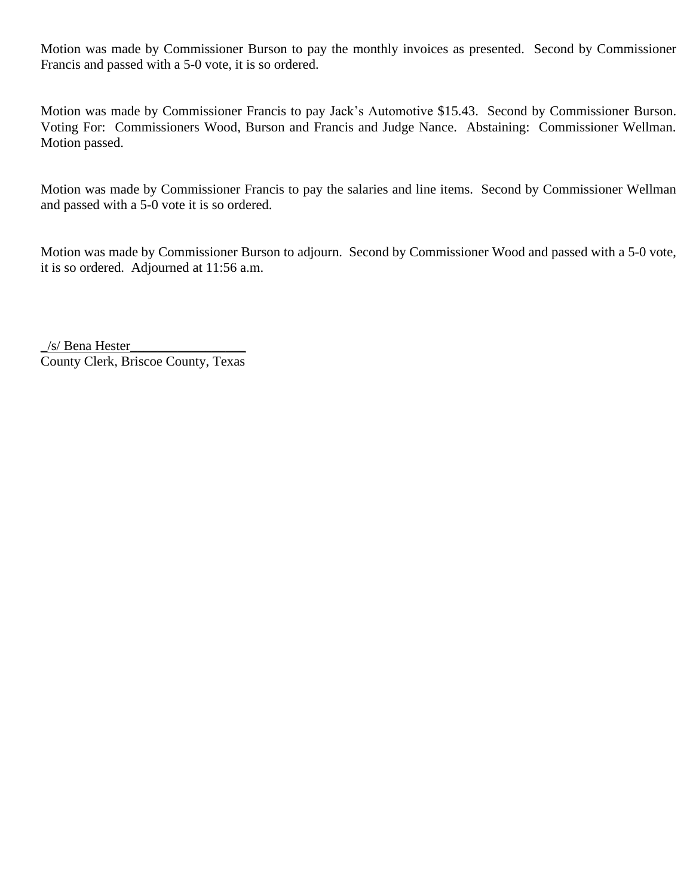Motion was made by Commissioner Burson to pay the monthly invoices as presented. Second by Commissioner Francis and passed with a 5-0 vote, it is so ordered.

Motion was made by Commissioner Francis to pay Jack's Automotive $15.43. Second by Commissioner Burson. Voting For: Commissioners Wood, Burson and Francis and Judge Nance. Abstaining: Commissioner Wellman. Motion passed.

Motion was made by Commissioner Francis to pay the salaries and line items. Second by Commissioner Wellman and passed with a 5-0 vote it is so ordered.

Motion was made by Commissioner Burson to adjourn. Second by Commissioner Wood and passed with a 5-0 vote, it is so ordered. Adjourned at 11:56 a.m.

_/s/ Bena Hester_________________
County Clerk, Briscoe County, Texas